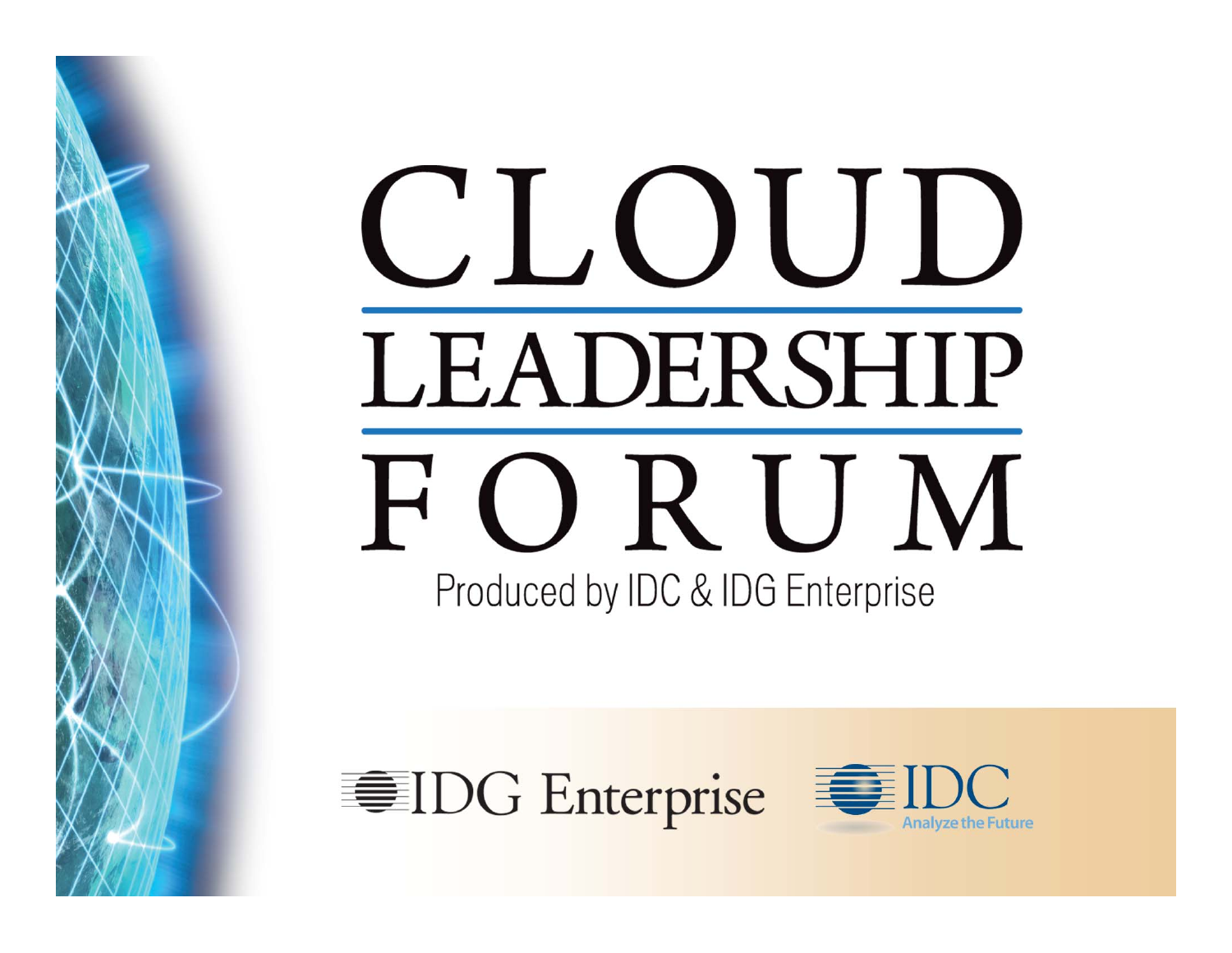# CLOUD LEADERSHIP FORUM

Produced by IDC & IDG Enterprise

IDG Enterprise

IDC Analyze the Future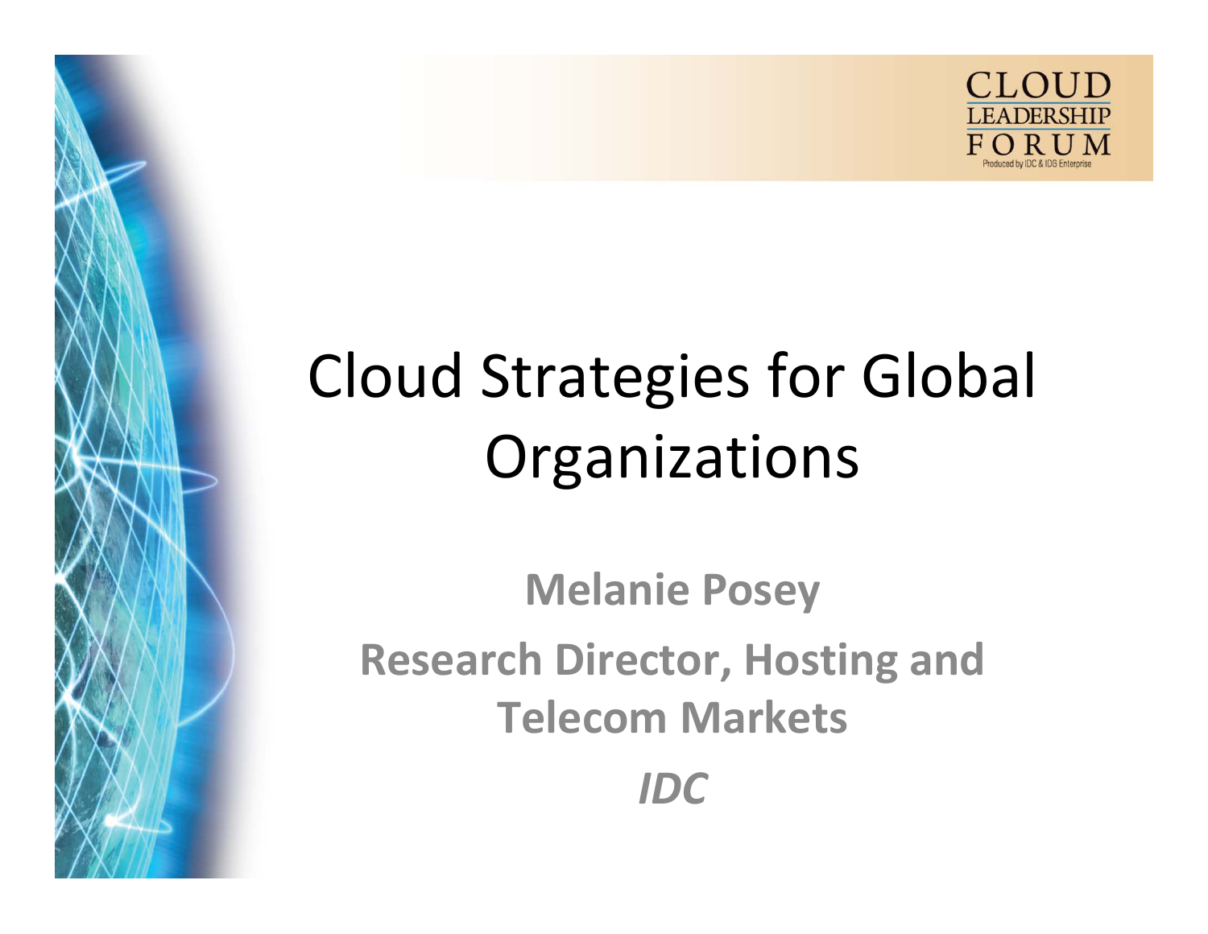CLOUD LEADERSHIP FORUM

Produced by IDC & IDG Enterprise

# Cloud Strategies for Global Organizations

**Melanie Posey**

**Research Director, Hosting and Telecom Markets**

***IDC***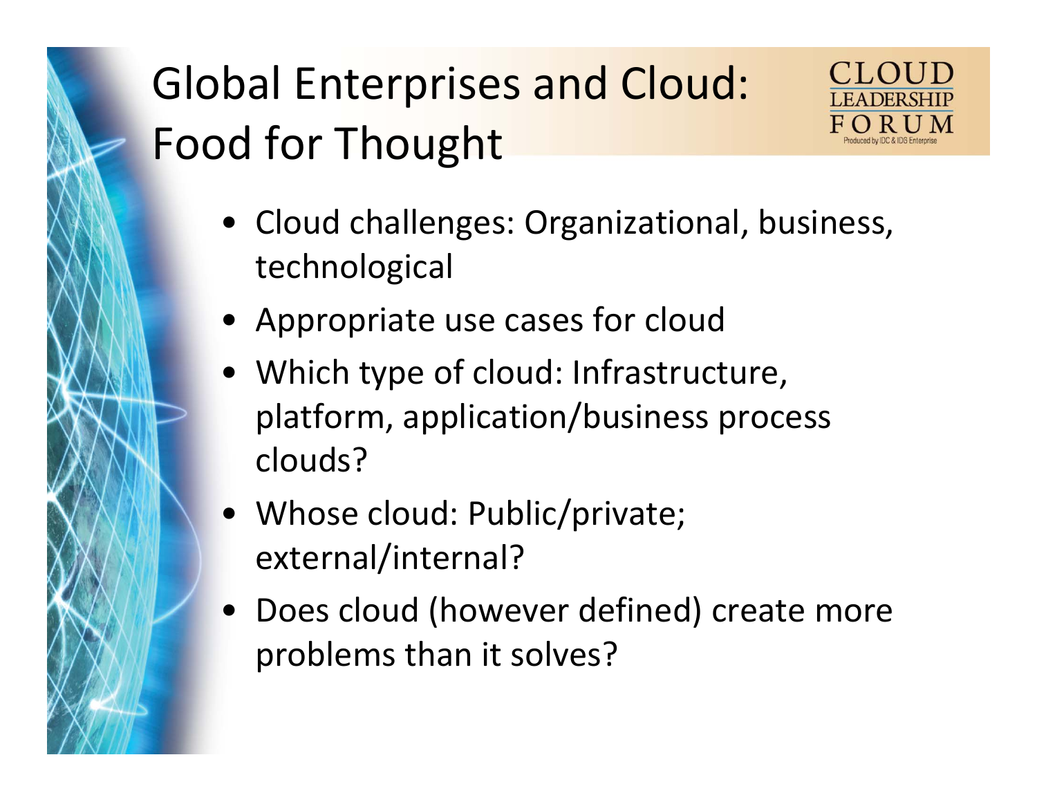# Global Enterprises and Cloud: Food for Thought

CLOUD LEADERSHIP FORUM
Produced by IDC & IDG Enterprise

- Cloud challenges: Organizational, business, technological
- Appropriate use cases for cloud
- Which type of cloud: Infrastructure, platform, application/business process clouds?
- Whose cloud: Public/private; external/internal?
- Does cloud (however defined) create more problems than it solves?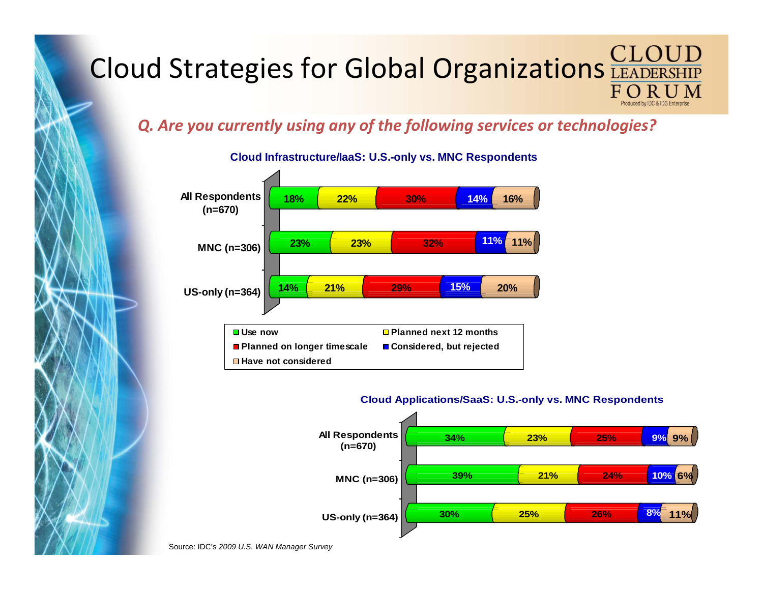# Cloud Strategies for Global Organizations

*Q. Are you currently using any of the following services or technologies?*

**Cloud Infrastructure/IaaS: U.S.-only vs. MNC Respondents**

| | Use now | Planned next 12 months | Planned on longer timescale | Considered, but rejected | Have not considered |
|---|---|---|---|---|---|
| All Respondents (n=670) | 18% | 22% | 30% | 14% | 16% |
| MNC (n=306) | 23% | 23% | 32% | 11% | 11% |
| US-only (n=364) | 14% | 21% | 29% | 15% | 20% |

**Cloud Applications/SaaS: U.S.-only vs. MNC Respondents**

| | Use now | Planned next 12 months | Planned on longer timescale | Considered, but rejected | Have not considered |
|---|---|---|---|---|---|
| All Respondents (n=670) | 34% | 23% | 25% | 9% | 9% |
| MNC (n=306) | 39% | 21% | 24% | 10% | 6% |
| US-only (n=364) | 30% | 25% | 26% | 8% | 11% |

Source: IDC's *2009 U.S. WAN Manager Survey*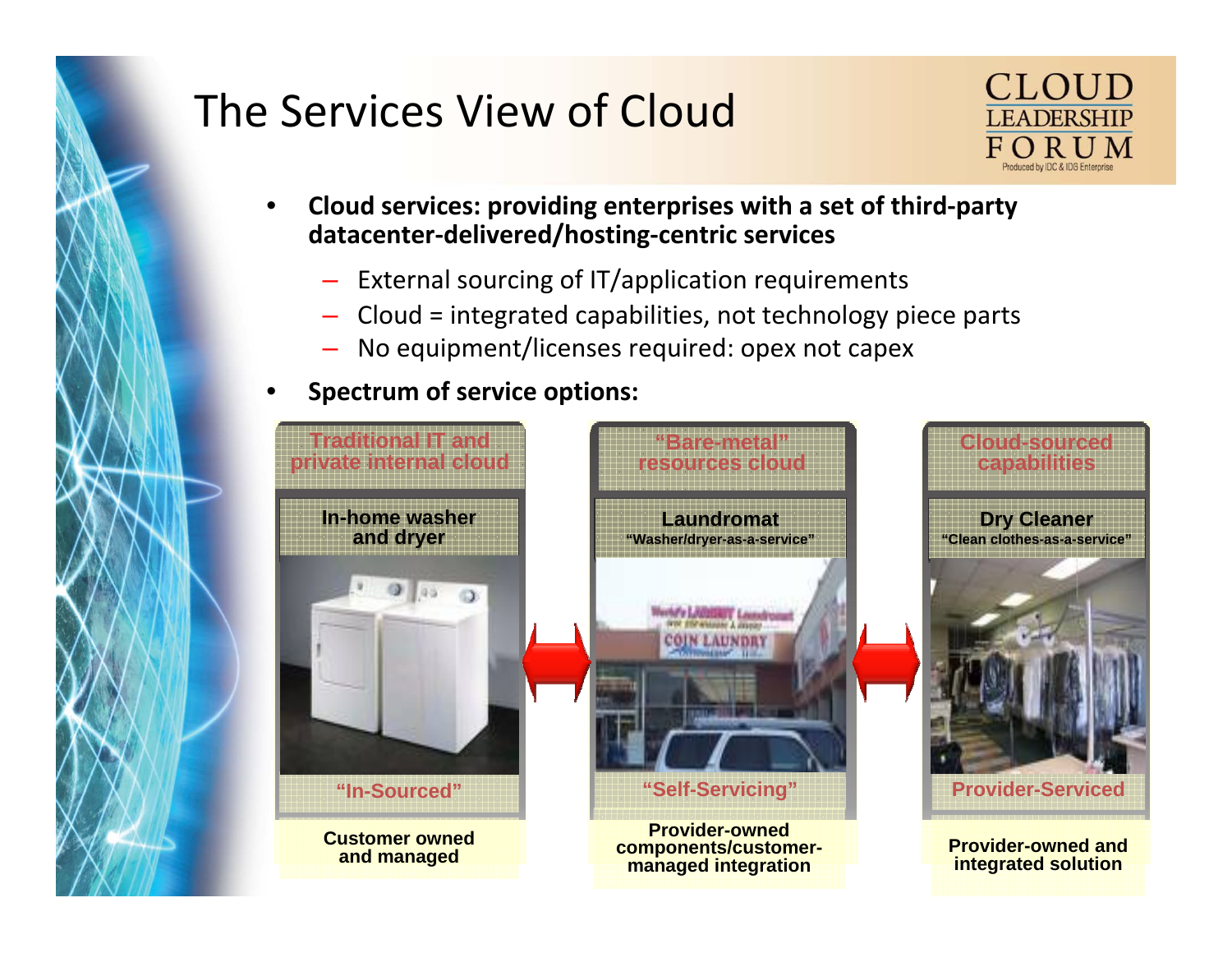# The Services View of Cloud

CLOUD LEADERSHIP FORUM
Produced by IDC & IDG Enterprise

- **Cloud services: providing enterprises with a set of third-party datacenter-delivered/hosting-centric services**
  - External sourcing of IT/application requirements
  - Cloud = integrated capabilities, not technology piece parts
  - No equipment/licenses required: opex not capex
- **Spectrum of service options:**

| Traditional IT and private internal cloud | "Bare-metal" resources cloud | Cloud-sourced capabilities |
|---|---|---|
| In-home washer and dryer | Laundromat "Washer/dryer-as-a-service" | Dry Cleaner "Clean clothes-as-a-service" |
| "In-Sourced" | "Self-Servicing" | Provider-Serviced |
| Customer owned and managed | Provider-owned components/customer-managed integration | Provider-owned and integrated solution |